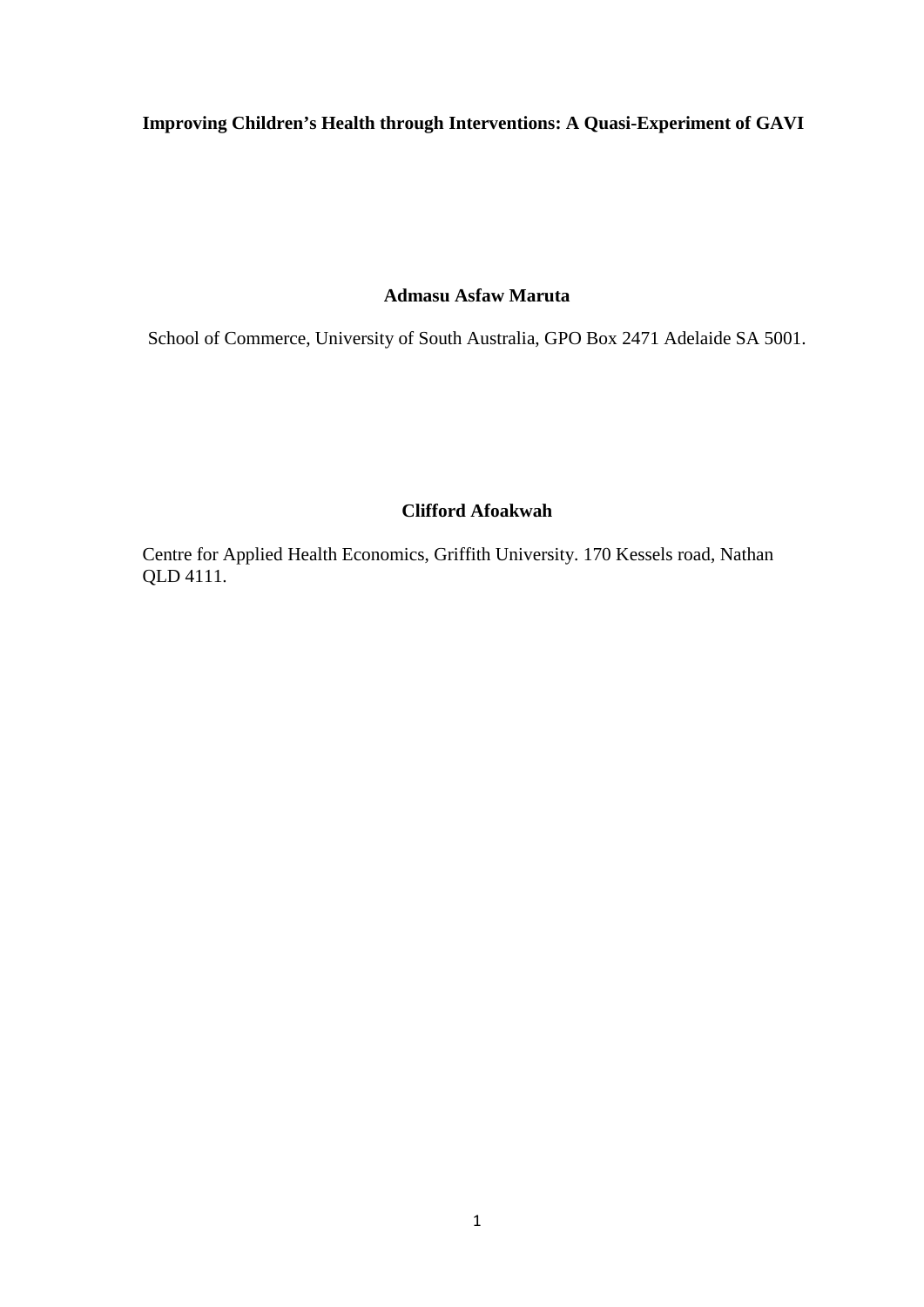# Improving Children's Health through Interventions: A Quasi-Experiment of GAVI

**Admasu Asfaw Maruta**

School of Commerce, University of South Australia, GPO Box 2471 Adelaide SA 5001.

**Clifford Afoakwah**

Centre for Applied Health Economics, Griffith University. 170 Kessels road, Nathan QLD 4111.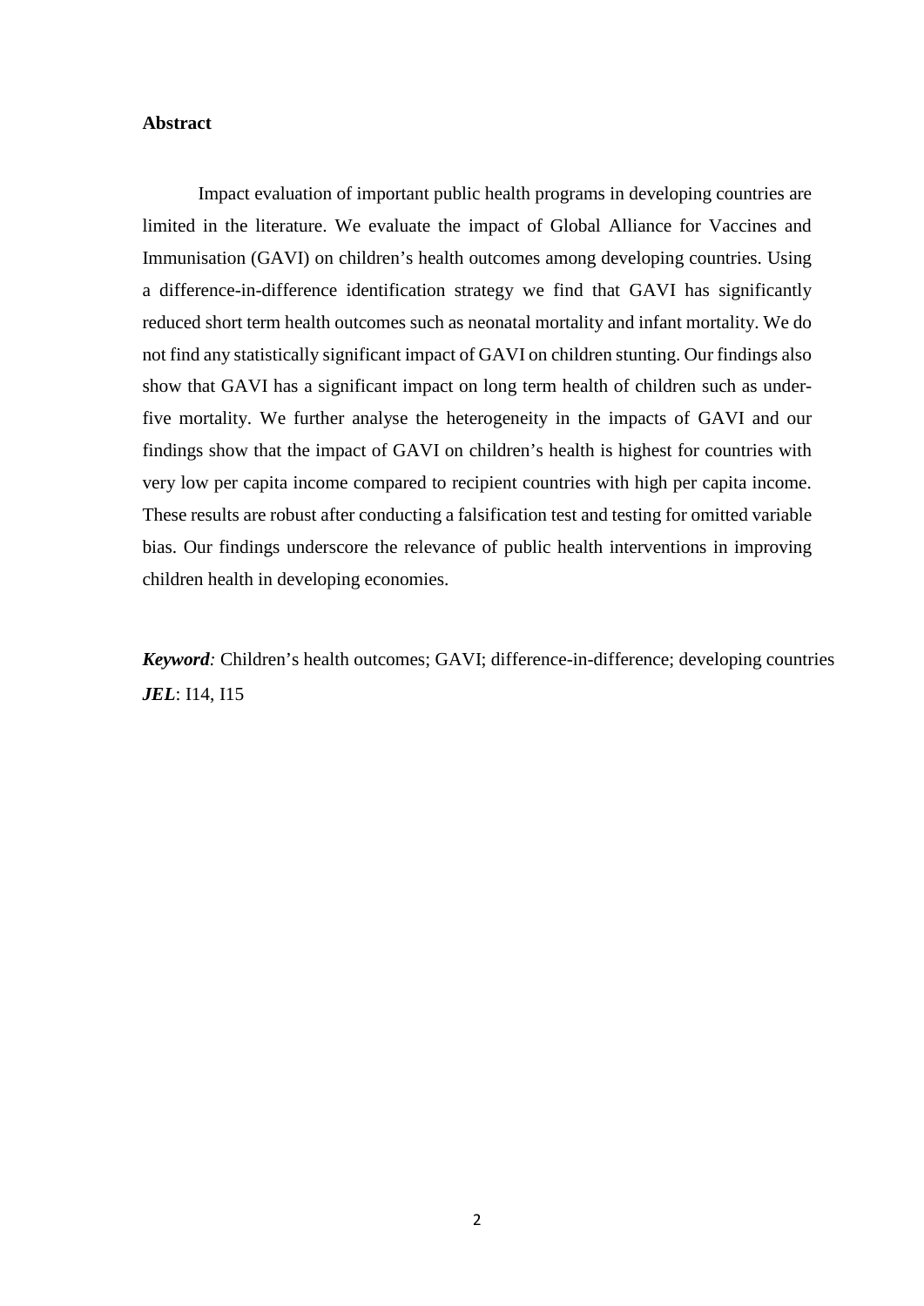**Abstract**

Impact evaluation of important public health programs in developing countries are limited in the literature. We evaluate the impact of Global Alliance for Vaccines and Immunisation (GAVI) on children's health outcomes among developing countries. Using a difference-in-difference identification strategy we find that GAVI has significantly reduced short term health outcomes such as neonatal mortality and infant mortality. We do not find any statistically significant impact of GAVI on children stunting. Our findings also show that GAVI has a significant impact on long term health of children such as under-five mortality. We further analyse the heterogeneity in the impacts of GAVI and our findings show that the impact of GAVI on children's health is highest for countries with very low per capita income compared to recipient countries with high per capita income. These results are robust after conducting a falsification test and testing for omitted variable bias. Our findings underscore the relevance of public health interventions in improving children health in developing economies.

***Keyword**:* Children's health outcomes; GAVI; difference-in-difference; developing countries
***JEL***: I14, I15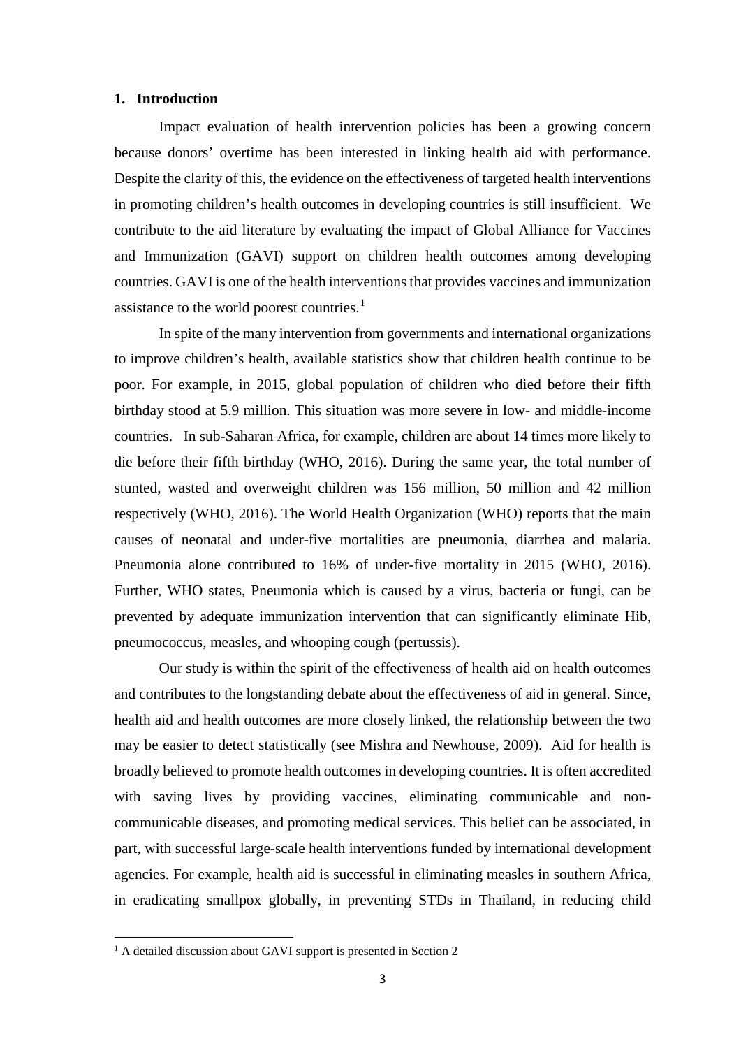## 1. Introduction

Impact evaluation of health intervention policies has been a growing concern because donors' overtime has been interested in linking health aid with performance. Despite the clarity of this, the evidence on the effectiveness of targeted health interventions in promoting children's health outcomes in developing countries is still insufficient. We contribute to the aid literature by evaluating the impact of Global Alliance for Vaccines and Immunization (GAVI) support on children health outcomes among developing countries. GAVI is one of the health interventions that provides vaccines and immunization assistance to the world poorest countries.[1]

In spite of the many intervention from governments and international organizations to improve children's health, available statistics show that children health continue to be poor. For example, in 2015, global population of children who died before their fifth birthday stood at 5.9 million. This situation was more severe in low- and middle-income countries. In sub-Saharan Africa, for example, children are about 14 times more likely to die before their fifth birthday (WHO, 2016). During the same year, the total number of stunted, wasted and overweight children was 156 million, 50 million and 42 million respectively (WHO, 2016). The World Health Organization (WHO) reports that the main causes of neonatal and under-five mortalities are pneumonia, diarrhea and malaria. Pneumonia alone contributed to 16% of under-five mortality in 2015 (WHO, 2016). Further, WHO states, Pneumonia which is caused by a virus, bacteria or fungi, can be prevented by adequate immunization intervention that can significantly eliminate Hib, pneumococcus, measles, and whooping cough (pertussis).

Our study is within the spirit of the effectiveness of health aid on health outcomes and contributes to the longstanding debate about the effectiveness of aid in general. Since, health aid and health outcomes are more closely linked, the relationship between the two may be easier to detect statistically (see Mishra and Newhouse, 2009). Aid for health is broadly believed to promote health outcomes in developing countries. It is often accredited with saving lives by providing vaccines, eliminating communicable and non-communicable diseases, and promoting medical services. This belief can be associated, in part, with successful large-scale health interventions funded by international development agencies. For example, health aid is successful in eliminating measles in southern Africa, in eradicating smallpox globally, in preventing STDs in Thailand, in reducing child

[1] A detailed discussion about GAVI support is presented in Section 2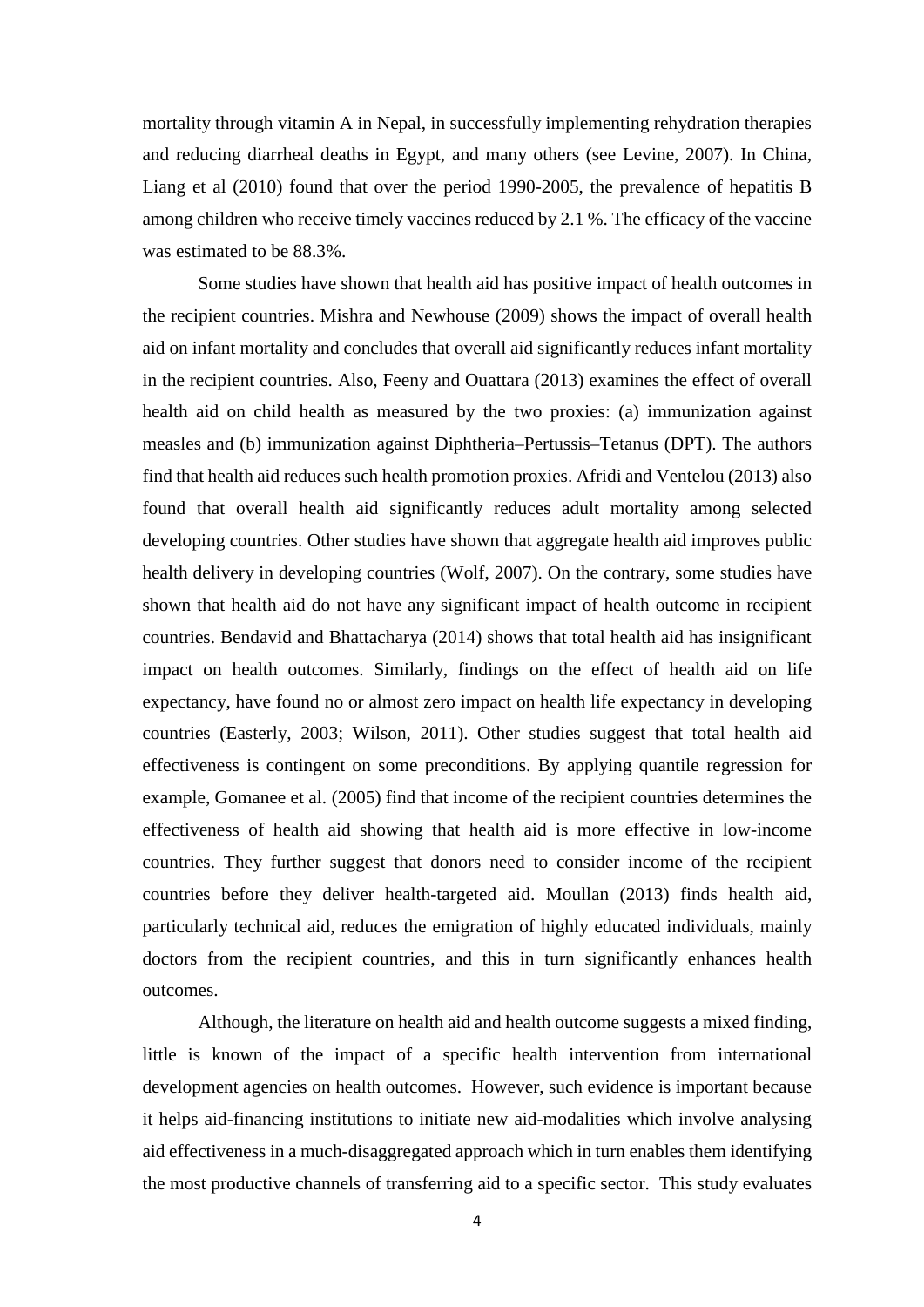mortality through vitamin A in Nepal, in successfully implementing rehydration therapies and reducing diarrheal deaths in Egypt, and many others (see Levine, 2007). In China, Liang et al (2010) found that over the period 1990-2005, the prevalence of hepatitis B among children who receive timely vaccines reduced by 2.1 %. The efficacy of the vaccine was estimated to be 88.3%.

Some studies have shown that health aid has positive impact of health outcomes in the recipient countries. Mishra and Newhouse (2009) shows the impact of overall health aid on infant mortality and concludes that overall aid significantly reduces infant mortality in the recipient countries. Also, Feeny and Ouattara (2013) examines the effect of overall health aid on child health as measured by the two proxies: (a) immunization against measles and (b) immunization against Diphtheria–Pertussis–Tetanus (DPT). The authors find that health aid reduces such health promotion proxies. Afridi and Ventelou (2013) also found that overall health aid significantly reduces adult mortality among selected developing countries. Other studies have shown that aggregate health aid improves public health delivery in developing countries (Wolf, 2007). On the contrary, some studies have shown that health aid do not have any significant impact of health outcome in recipient countries. Bendavid and Bhattacharya (2014) shows that total health aid has insignificant impact on health outcomes. Similarly, findings on the effect of health aid on life expectancy, have found no or almost zero impact on health life expectancy in developing countries (Easterly, 2003; Wilson, 2011). Other studies suggest that total health aid effectiveness is contingent on some preconditions. By applying quantile regression for example, Gomanee et al. (2005) find that income of the recipient countries determines the effectiveness of health aid showing that health aid is more effective in low-income countries. They further suggest that donors need to consider income of the recipient countries before they deliver health-targeted aid. Moullan (2013) finds health aid, particularly technical aid, reduces the emigration of highly educated individuals, mainly doctors from the recipient countries, and this in turn significantly enhances health outcomes.

Although, the literature on health aid and health outcome suggests a mixed finding, little is known of the impact of a specific health intervention from international development agencies on health outcomes. However, such evidence is important because it helps aid-financing institutions to initiate new aid-modalities which involve analysing aid effectiveness in a much-disaggregated approach which in turn enables them identifying the most productive channels of transferring aid to a specific sector. This study evaluates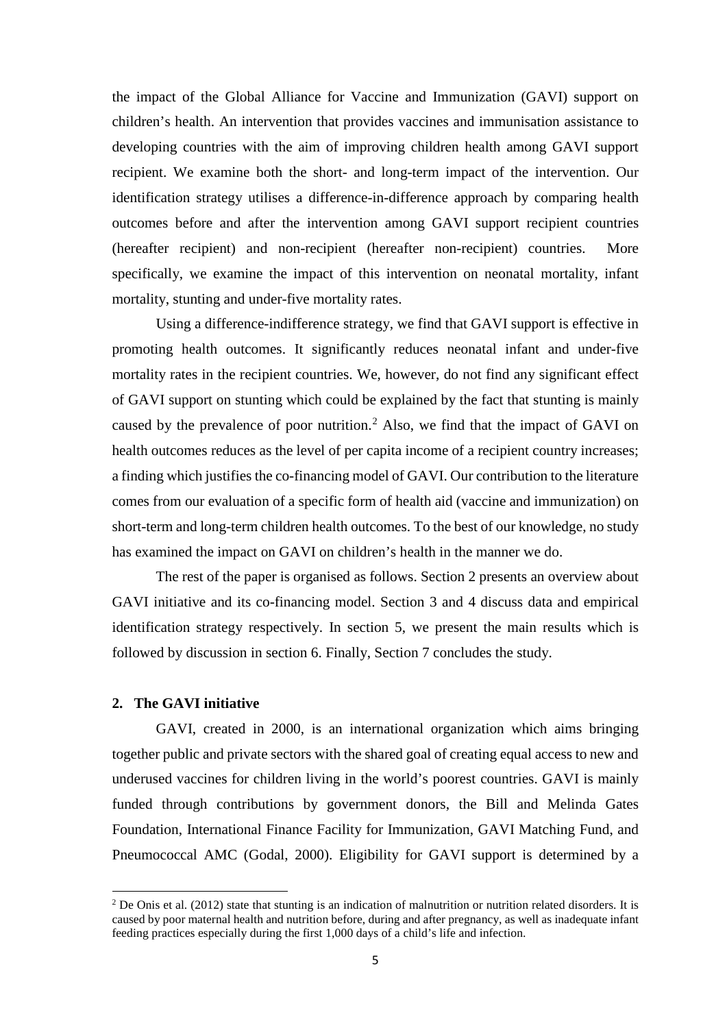the impact of the Global Alliance for Vaccine and Immunization (GAVI) support on children's health. An intervention that provides vaccines and immunisation assistance to developing countries with the aim of improving children health among GAVI support recipient. We examine both the short- and long-term impact of the intervention. Our identification strategy utilises a difference-in-difference approach by comparing health outcomes before and after the intervention among GAVI support recipient countries (hereafter recipient) and non-recipient (hereafter non-recipient) countries. More specifically, we examine the impact of this intervention on neonatal mortality, infant mortality, stunting and under-five mortality rates.

Using a difference-indifference strategy, we find that GAVI support is effective in promoting health outcomes. It significantly reduces neonatal infant and under-five mortality rates in the recipient countries. We, however, do not find any significant effect of GAVI support on stunting which could be explained by the fact that stunting is mainly caused by the prevalence of poor nutrition.[2] Also, we find that the impact of GAVI on health outcomes reduces as the level of per capita income of a recipient country increases; a finding which justifies the co-financing model of GAVI. Our contribution to the literature comes from our evaluation of a specific form of health aid (vaccine and immunization) on short-term and long-term children health outcomes. To the best of our knowledge, no study has examined the impact on GAVI on children's health in the manner we do.

The rest of the paper is organised as follows. Section 2 presents an overview about GAVI initiative and its co-financing model. Section 3 and 4 discuss data and empirical identification strategy respectively. In section 5, we present the main results which is followed by discussion in section 6. Finally, Section 7 concludes the study.

## 2. The GAVI initiative

GAVI, created in 2000, is an international organization which aims bringing together public and private sectors with the shared goal of creating equal access to new and underused vaccines for children living in the world's poorest countries. GAVI is mainly funded through contributions by government donors, the Bill and Melinda Gates Foundation, International Finance Facility for Immunization, GAVI Matching Fund, and Pneumococcal AMC (Godal, 2000). Eligibility for GAVI support is determined by a

[2] De Onis et al. (2012) state that stunting is an indication of malnutrition or nutrition related disorders. It is caused by poor maternal health and nutrition before, during and after pregnancy, as well as inadequate infant feeding practices especially during the first 1,000 days of a child's life and infection.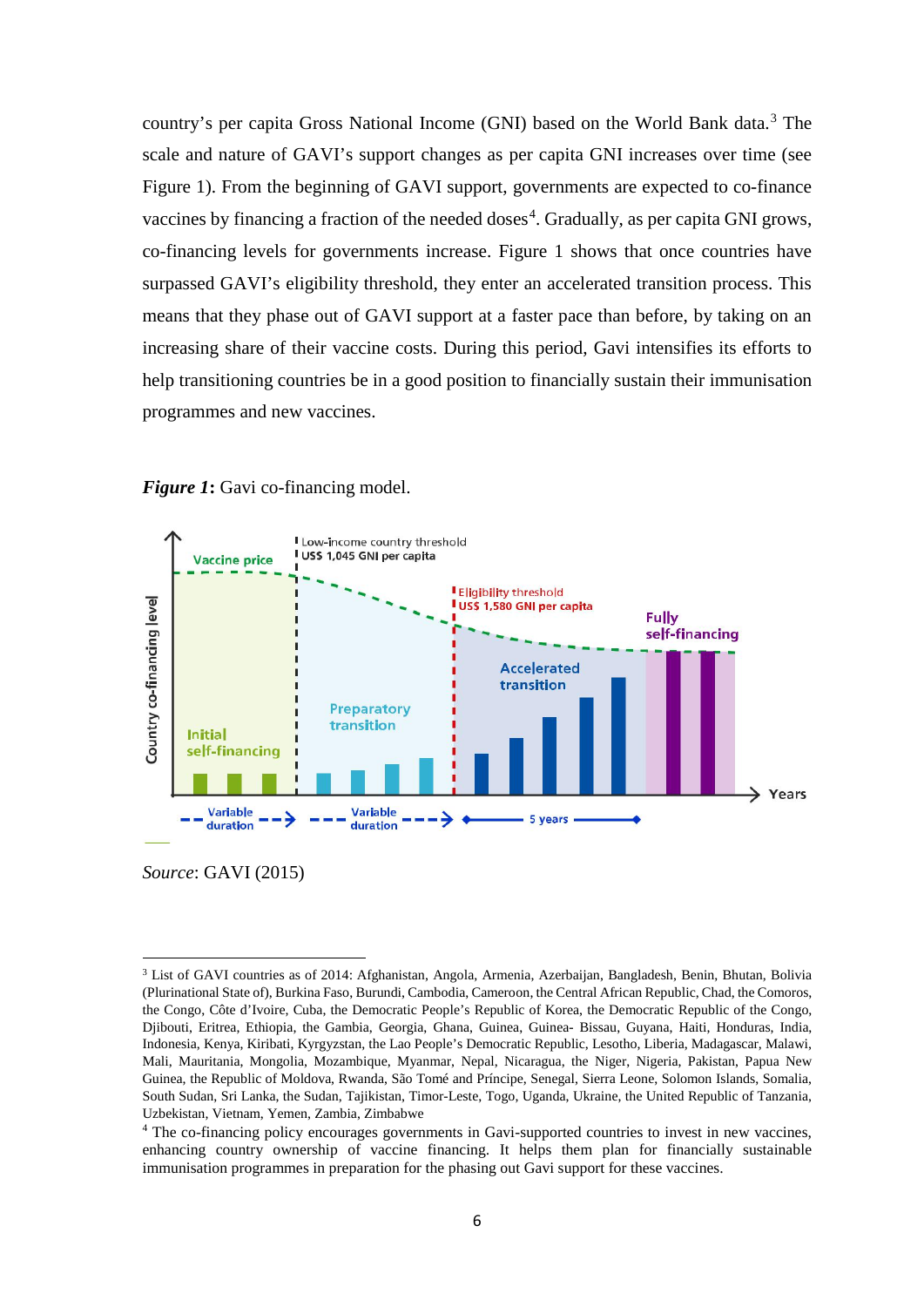country's per capita Gross National Income (GNI) based on the World Bank data.[3] The scale and nature of GAVI's support changes as per capita GNI increases over time (see Figure 1). From the beginning of GAVI support, governments are expected to co-finance vaccines by financing a fraction of the needed doses[4]. Gradually, as per capita GNI grows, co-financing levels for governments increase. Figure 1 shows that once countries have surpassed GAVI's eligibility threshold, they enter an accelerated transition process. This means that they phase out of GAVI support at a faster pace than before, by taking on an increasing share of their vaccine costs. During this period, Gavi intensifies its efforts to help transitioning countries be in a good position to financially sustain their immunisation programmes and new vaccines.

***Figure 1*****:** Gavi co-financing model.

*Source*: GAVI (2015)

---

[3] List of GAVI countries as of 2014: Afghanistan, Angola, Armenia, Azerbaijan, Bangladesh, Benin, Bhutan, Bolivia (Plurinational State of), Burkina Faso, Burundi, Cambodia, Cameroon, the Central African Republic, Chad, the Comoros, the Congo, Côte d'Ivoire, Cuba, the Democratic People's Republic of Korea, the Democratic Republic of the Congo, Djibouti, Eritrea, Ethiopia, the Gambia, Georgia, Ghana, Guinea, Guinea- Bissau, Guyana, Haiti, Honduras, India, Indonesia, Kenya, Kiribati, Kyrgyzstan, the Lao People's Democratic Republic, Lesotho, Liberia, Madagascar, Malawi, Mali, Mauritania, Mongolia, Mozambique, Myanmar, Nepal, Nicaragua, the Niger, Nigeria, Pakistan, Papua New Guinea, the Republic of Moldova, Rwanda, São Tomé and Príncipe, Senegal, Sierra Leone, Solomon Islands, Somalia, South Sudan, Sri Lanka, the Sudan, Tajikistan, Timor-Leste, Togo, Uganda, Ukraine, the United Republic of Tanzania, Uzbekistan, Vietnam, Yemen, Zambia, Zimbabwe

[4] The co-financing policy encourages governments in Gavi-supported countries to invest in new vaccines, enhancing country ownership of vaccine financing. It helps them plan for financially sustainable immunisation programmes in preparation for the phasing out Gavi support for these vaccines.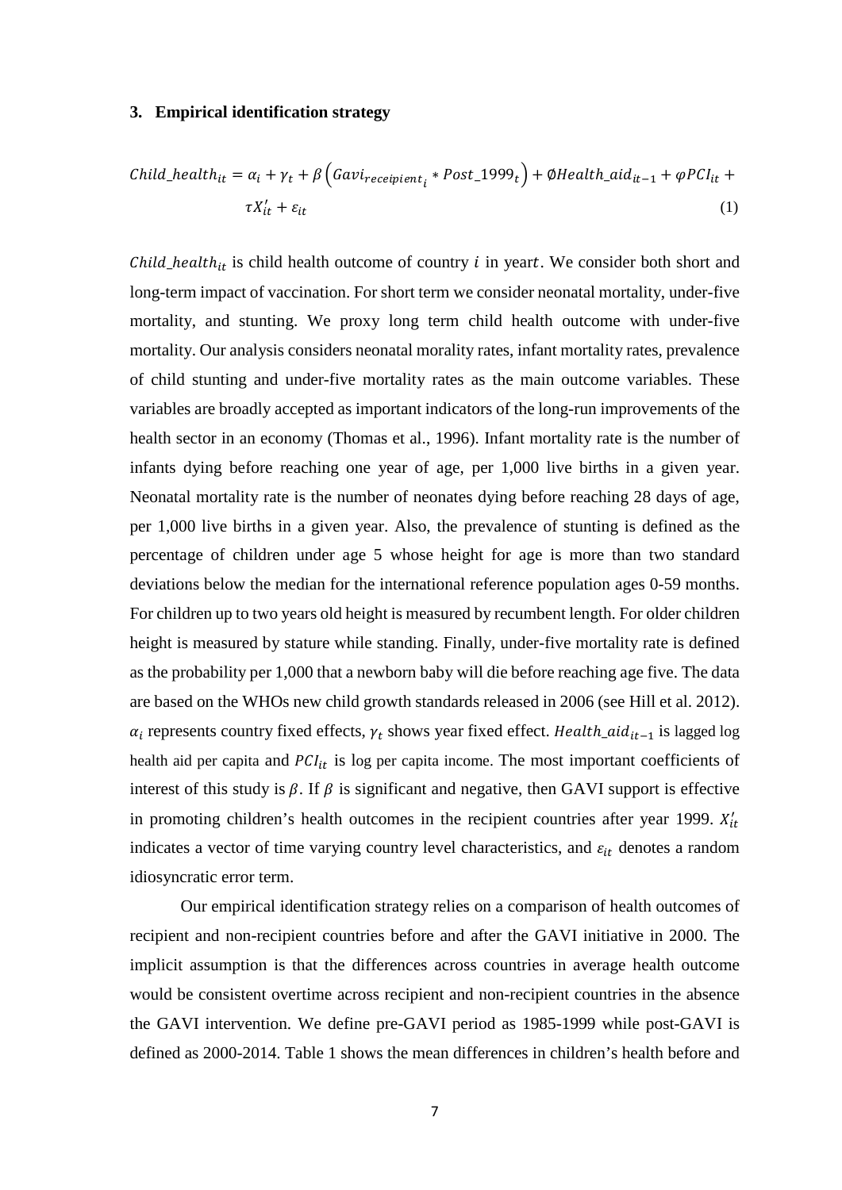## 3. Empirical identification strategy

$$Child\_health_{it} = \alpha_i + \gamma_t + \beta\left(Gavi_{receipient_i} * Post\_1999_t\right) + \emptyset Health\_aid_{it-1} + \varphi PCI_{it} + \tau X'_{it} + \varepsilon_{it} \tag{1}$$

$Child\_health_{it}$ is child health outcome of country $i$ in year$t$. We consider both short and long-term impact of vaccination. For short term we consider neonatal mortality, under-five mortality, and stunting. We proxy long term child health outcome with under-five mortality. Our analysis considers neonatal morality rates, infant mortality rates, prevalence of child stunting and under-five mortality rates as the main outcome variables. These variables are broadly accepted as important indicators of the long-run improvements of the health sector in an economy (Thomas et al., 1996). Infant mortality rate is the number of infants dying before reaching one year of age, per 1,000 live births in a given year. Neonatal mortality rate is the number of neonates dying before reaching 28 days of age, per 1,000 live births in a given year. Also, the prevalence of stunting is defined as the percentage of children under age 5 whose height for age is more than two standard deviations below the median for the international reference population ages 0-59 months. For children up to two years old height is measured by recumbent length. For older children height is measured by stature while standing. Finally, under-five mortality rate is defined as the probability per 1,000 that a newborn baby will die before reaching age five. The data are based on the WHOs new child growth standards released in 2006 (see Hill et al. 2012). $\alpha_i$ represents country fixed effects, $\gamma_t$ shows year fixed effect. $Health\_aid_{it-1}$ is lagged log health aid per capita and $PCI_{it}$ is log per capita income. The most important coefficients of interest of this study is $\beta$. If $\beta$ is significant and negative, then GAVI support is effective in promoting children's health outcomes in the recipient countries after year 1999. $X'_{it}$ indicates a vector of time varying country level characteristics, and $\varepsilon_{it}$ denotes a random idiosyncratic error term.

Our empirical identification strategy relies on a comparison of health outcomes of recipient and non-recipient countries before and after the GAVI initiative in 2000. The implicit assumption is that the differences across countries in average health outcome would be consistent overtime across recipient and non-recipient countries in the absence the GAVI intervention. We define pre-GAVI period as 1985-1999 while post-GAVI is defined as 2000-2014. Table 1 shows the mean differences in children's health before and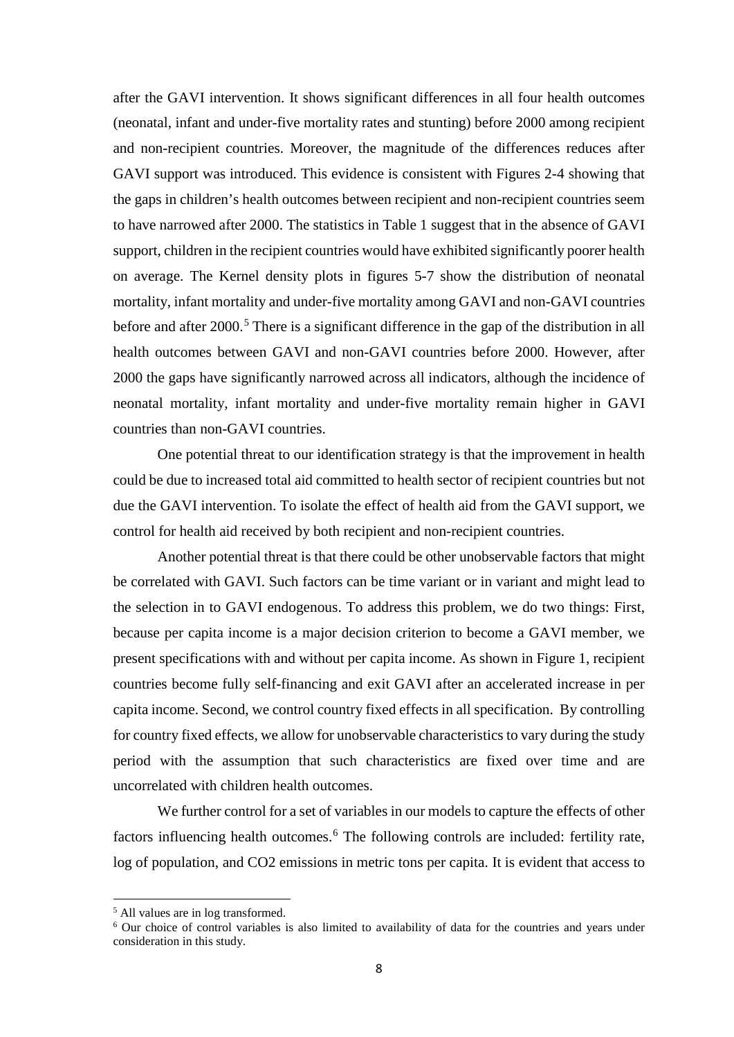after the GAVI intervention. It shows significant differences in all four health outcomes (neonatal, infant and under-five mortality rates and stunting) before 2000 among recipient and non-recipient countries. Moreover, the magnitude of the differences reduces after GAVI support was introduced. This evidence is consistent with Figures 2-4 showing that the gaps in children's health outcomes between recipient and non-recipient countries seem to have narrowed after 2000. The statistics in Table 1 suggest that in the absence of GAVI support, children in the recipient countries would have exhibited significantly poorer health on average. The Kernel density plots in figures 5-7 show the distribution of neonatal mortality, infant mortality and under-five mortality among GAVI and non-GAVI countries before and after 2000.[5] There is a significant difference in the gap of the distribution in all health outcomes between GAVI and non-GAVI countries before 2000. However, after 2000 the gaps have significantly narrowed across all indicators, although the incidence of neonatal mortality, infant mortality and under-five mortality remain higher in GAVI countries than non-GAVI countries.

One potential threat to our identification strategy is that the improvement in health could be due to increased total aid committed to health sector of recipient countries but not due the GAVI intervention. To isolate the effect of health aid from the GAVI support, we control for health aid received by both recipient and non-recipient countries.

Another potential threat is that there could be other unobservable factors that might be correlated with GAVI. Such factors can be time variant or in variant and might lead to the selection in to GAVI endogenous. To address this problem, we do two things: First, because per capita income is a major decision criterion to become a GAVI member, we present specifications with and without per capita income. As shown in Figure 1, recipient countries become fully self-financing and exit GAVI after an accelerated increase in per capita income. Second, we control country fixed effects in all specification. By controlling for country fixed effects, we allow for unobservable characteristics to vary during the study period with the assumption that such characteristics are fixed over time and are uncorrelated with children health outcomes.

We further control for a set of variables in our models to capture the effects of other factors influencing health outcomes.[6] The following controls are included: fertility rate, log of population, and $CO_2$ emissions in metric tons per capita. It is evident that access to

[5] All values are in log transformed.

[6] Our choice of control variables is also limited to availability of data for the countries and years under consideration in this study.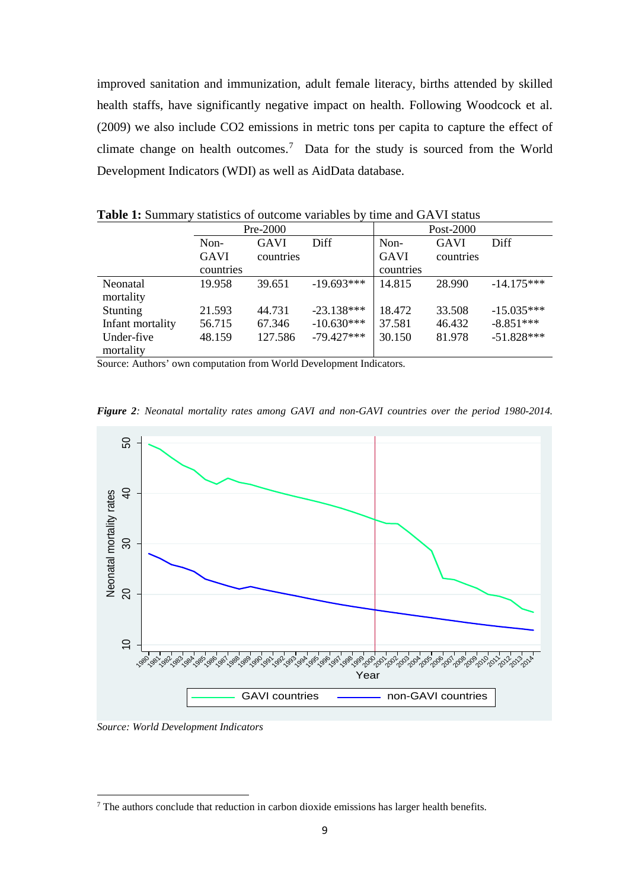improved sanitation and immunization, adult female literacy, births attended by skilled health staffs, have significantly negative impact on health. Following Woodcock et al. (2009) we also include $CO_2$ emissions in metric tons per capita to capture the effect of climate change on health outcomes.[7] Data for the study is sourced from the World Development Indicators (WDI) as well as AidData database.

**Table 1:** Summary statistics of outcome variables by time and GAVI status

| | Pre-2000 | | | Post-2000 | | |
|---|---|---|---|---|---|---|
| | Non-GAVI countries | GAVI countries | Diff | Non-GAVI countries | GAVI countries | Diff |
| Neonatal mortality | 19.958 | 39.651 | -19.693*** | 14.815 | 28.990 | -14.175*** |
| Stunting | 21.593 | 44.731 | -23.138*** | 18.472 | 33.508 | -15.035*** |
| Infant mortality | 56.715 | 67.346 | -10.630*** | 37.581 | 46.432 | -8.851*** |
| Under-five mortality | 48.159 | 127.586 | -79.427*** | 30.150 | 81.978 | -51.828*** |

Source: Authors' own computation from World Development Indicators.

***Figure 2**: Neonatal mortality rates among GAVI and non-GAVI countries over the period 1980-2014.*

*Source: World Development Indicators*

[7] The authors conclude that reduction in carbon dioxide emissions has larger health benefits.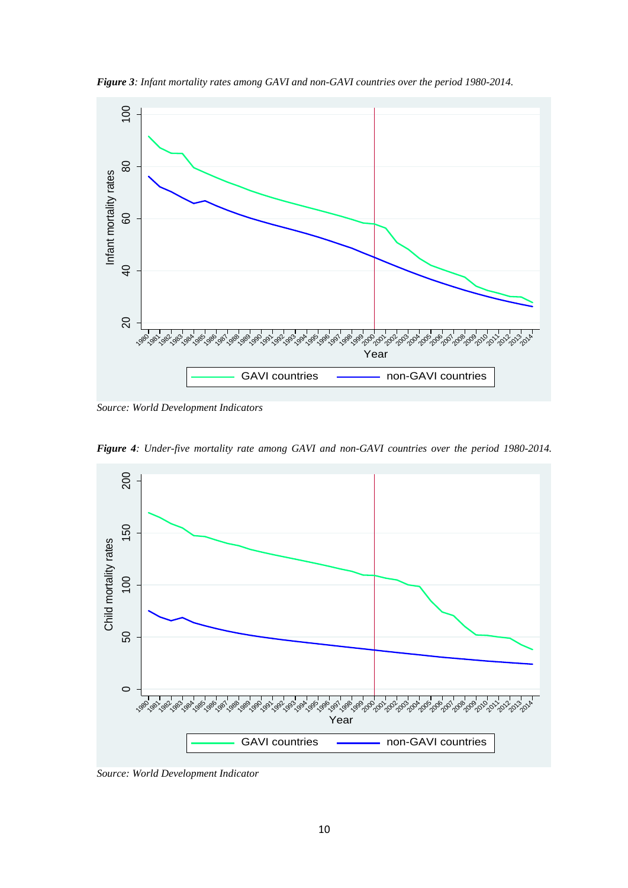***Figure 3**: Infant mortality rates among GAVI and non-GAVI countries over the period 1980-2014.*

*Source: World Development Indicators*

***Figure 4**: Under-five mortality rate among GAVI and non-GAVI countries over the period 1980-2014.*

*Source: World Development Indicator*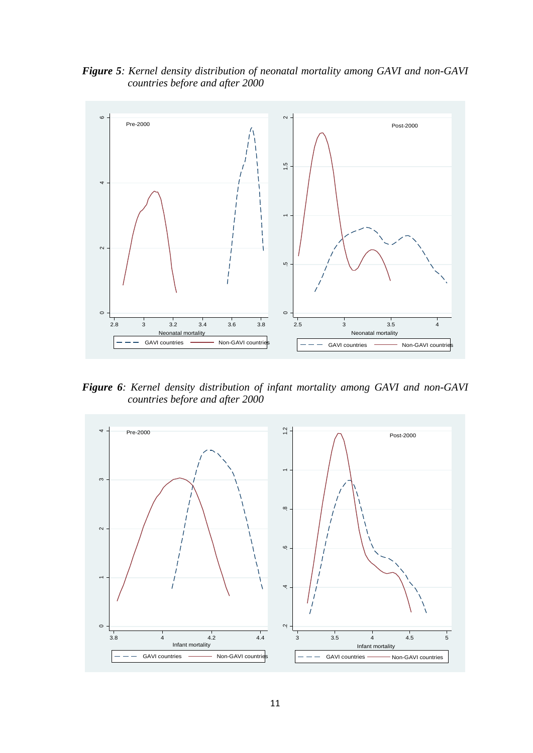***Figure 5**: Kernel density distribution of neonatal mortality among GAVI and non-GAVI countries before and after 2000*

***Figure 6**: Kernel density distribution of infant mortality among GAVI and non-GAVI countries before and after 2000*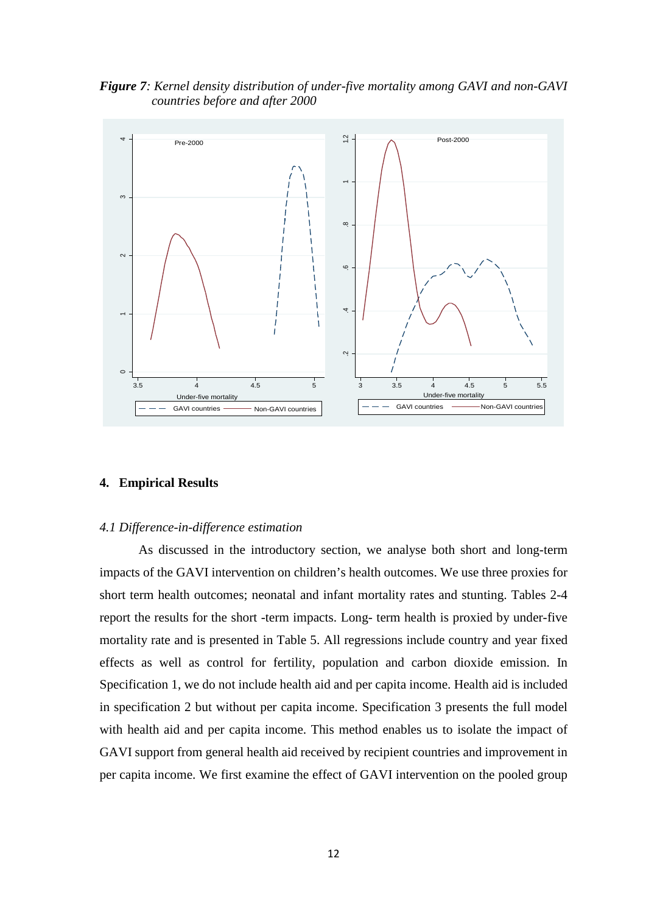***Figure 7**: Kernel density distribution of under-five mortality among GAVI and non-GAVI countries before and after 2000*

## 4. Empirical Results

### *4.1 Difference-in-difference estimation*

As discussed in the introductory section, we analyse both short and long-term impacts of the GAVI intervention on children's health outcomes. We use three proxies for short term health outcomes; neonatal and infant mortality rates and stunting. Tables 2-4 report the results for the short -term impacts. Long- term health is proxied by under-five mortality rate and is presented in Table 5. All regressions include country and year fixed effects as well as control for fertility, population and carbon dioxide emission. In Specification 1, we do not include health aid and per capita income. Health aid is included in specification 2 but without per capita income. Specification 3 presents the full model with health aid and per capita income. This method enables us to isolate the impact of GAVI support from general health aid received by recipient countries and improvement in per capita income. We first examine the effect of GAVI intervention on the pooled group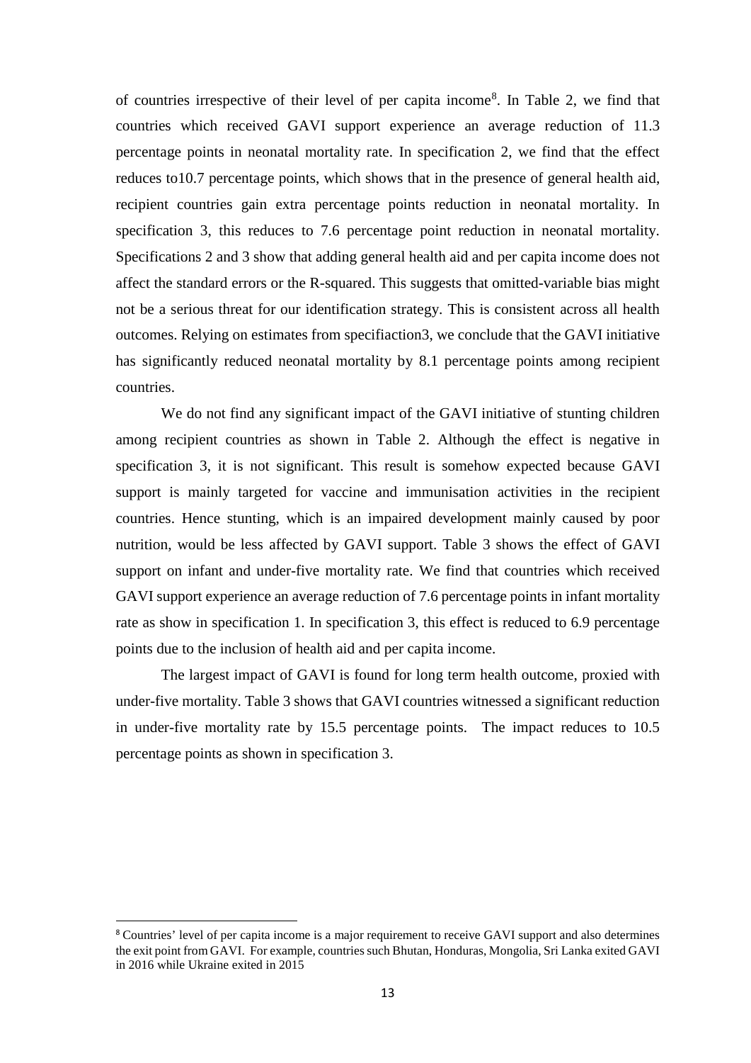of countries irrespective of their level of per capita income[8]. In Table 2, we find that countries which received GAVI support experience an average reduction of 11.3 percentage points in neonatal mortality rate. In specification 2, we find that the effect reduces to10.7 percentage points, which shows that in the presence of general health aid, recipient countries gain extra percentage points reduction in neonatal mortality. In specification 3, this reduces to 7.6 percentage point reduction in neonatal mortality. Specifications 2 and 3 show that adding general health aid and per capita income does not affect the standard errors or the R-squared. This suggests that omitted-variable bias might not be a serious threat for our identification strategy. This is consistent across all health outcomes. Relying on estimates from specifiaction3, we conclude that the GAVI initiative has significantly reduced neonatal mortality by 8.1 percentage points among recipient countries.

We do not find any significant impact of the GAVI initiative of stunting children among recipient countries as shown in Table 2. Although the effect is negative in specification 3, it is not significant. This result is somehow expected because GAVI support is mainly targeted for vaccine and immunisation activities in the recipient countries. Hence stunting, which is an impaired development mainly caused by poor nutrition, would be less affected by GAVI support. Table 3 shows the effect of GAVI support on infant and under-five mortality rate. We find that countries which received GAVI support experience an average reduction of 7.6 percentage points in infant mortality rate as show in specification 1. In specification 3, this effect is reduced to 6.9 percentage points due to the inclusion of health aid and per capita income.

The largest impact of GAVI is found for long term health outcome, proxied with under-five mortality. Table 3 shows that GAVI countries witnessed a significant reduction in under-five mortality rate by 15.5 percentage points. The impact reduces to 10.5 percentage points as shown in specification 3.

---

[8] Countries' level of per capita income is a major requirement to receive GAVI support and also determines the exit point from GAVI. For example, countries such Bhutan, Honduras, Mongolia, Sri Lanka exited GAVI in 2016 while Ukraine exited in 2015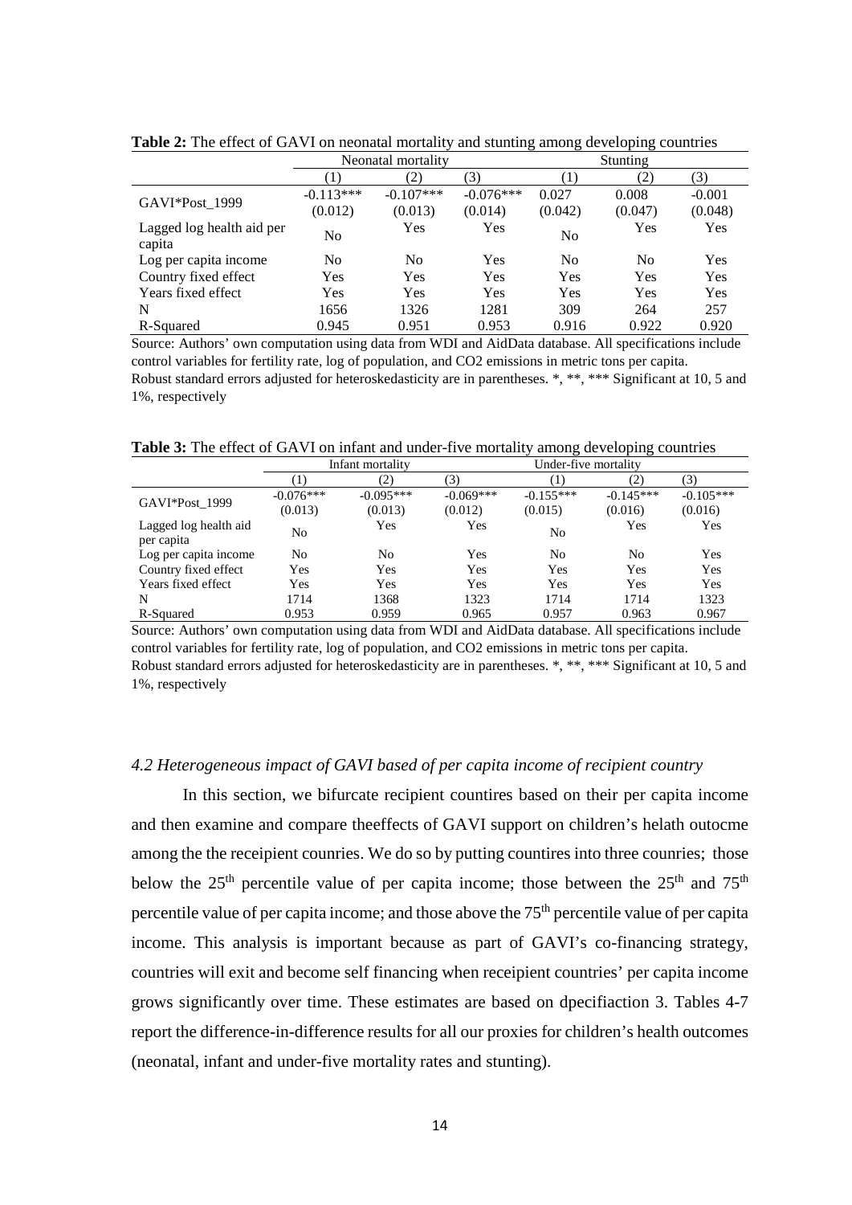**Table 2:** The effect of GAVI on neonatal mortality and stunting among developing countries

| | Neonatal mortality | | | Stunting | | |
|---|---|---|---|---|---|---|
| | (1) | (2) | (3) | (1) | (2) | (3) |
| GAVI*Post_1999 | -0.113*** | -0.107*** | -0.076*** | 0.027 | 0.008 | -0.001 |
| | (0.012) | (0.013) | (0.014) | (0.042) | (0.047) | (0.048) |
| Lagged log health aid per capita | No | Yes | Yes | No | Yes | Yes |
| Log per capita income | No | No | Yes | No | No | Yes |
| Country fixed effect | Yes | Yes | Yes | Yes | Yes | Yes |
| Years fixed effect | Yes | Yes | Yes | Yes | Yes | Yes |
| N | 1656 | 1326 | 1281 | 309 | 264 | 257 |
| R-Squared | 0.945 | 0.951 | 0.953 | 0.916 | 0.922 | 0.920 |

Source: Authors' own computation using data from WDI and AidData database. All specifications include control variables for fertility rate, log of population, and CO2 emissions in metric tons per capita. Robust standard errors adjusted for heteroskedasticity are in parentheses. *, **, *** Significant at 10, 5 and 1%, respectively

**Table 3:** The effect of GAVI on infant and under-five mortality among developing countries

| | Infant mortality | | | Under-five mortality | | |
|---|---|---|---|---|---|---|
| | (1) | (2) | (3) | (1) | (2) | (3) |
| GAVI*Post_1999 | -0.076*** | -0.095*** | -0.069*** | -0.155*** | -0.145*** | -0.105*** |
| | (0.013) | (0.013) | (0.012) | (0.015) | (0.016) | (0.016) |
| Lagged log health aid per capita | No | Yes | Yes | No | Yes | Yes |
| Log per capita income | No | No | Yes | No | No | Yes |
| Country fixed effect | Yes | Yes | Yes | Yes | Yes | Yes |
| Years fixed effect | Yes | Yes | Yes | Yes | Yes | Yes |
| N | 1714 | 1368 | 1323 | 1714 | 1714 | 1323 |
| R-Squared | 0.953 | 0.959 | 0.965 | 0.957 | 0.963 | 0.967 |

Source: Authors' own computation using data from WDI and AidData database. All specifications include control variables for fertility rate, log of population, and CO2 emissions in metric tons per capita. Robust standard errors adjusted for heteroskedasticity are in parentheses. *, **, *** Significant at 10, 5 and 1%, respectively

### *4.2 Heterogeneous impact of GAVI based of per capita income of recipient country*

In this section, we bifurcate recipient countires based on their per capita income and then examine and compare theeffects of GAVI support on children's helath outocme among the the receipient counries. We do so by putting countires into three counries; those below the 25[th] percentile value of per capita income; those between the 25[th] and 75[th] percentile value of per capita income; and those above the 75[th] percentile value of per capita income. This analysis is important because as part of GAVI's co-financing strategy, countries will exit and become self financing when receipient countries' per capita income grows significantly over time. These estimates are based on dpecifiaction 3. Tables 4-7 report the difference-in-difference results for all our proxies for children's health outcomes (neonatal, infant and under-five mortality rates and stunting).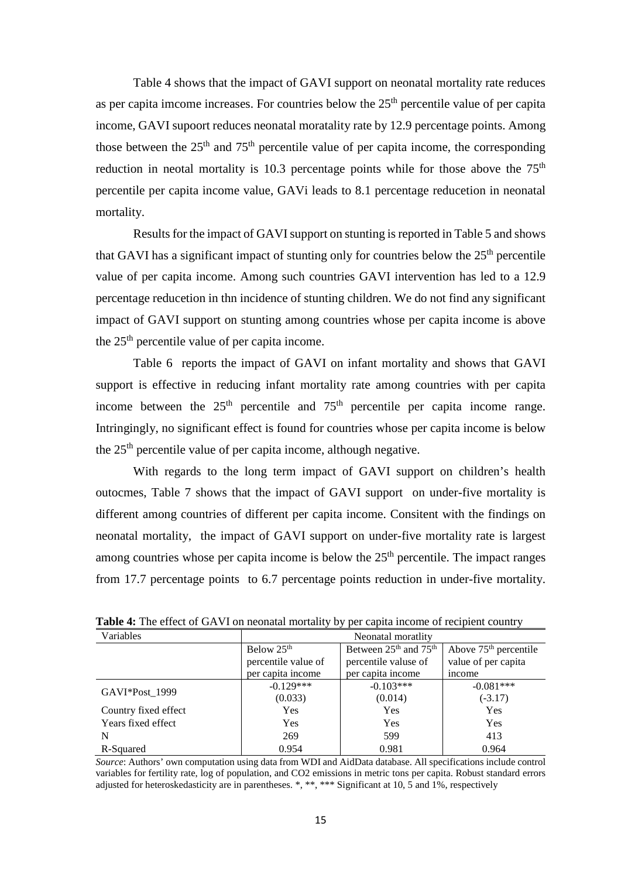Table 4 shows that the impact of GAVI support on neonatal mortality rate reduces as per capita imcome increases. For countries below the 25th percentile value of per capita income, GAVI supoort reduces neonatal moratality rate by 12.9 percentage points. Among those between the 25th and 75th percentile value of per capita income, the corresponding reduction in neotal mortality is 10.3 percentage points while for those above the 75th percentile per capita income value, GAVi leads to 8.1 percentage reducetion in neonatal mortality.

Results for the impact of GAVI support on stunting is reported in Table 5 and shows that GAVI has a significant impact of stunting only for countries below the 25th percentile value of per capita income. Among such countries GAVI intervention has led to a 12.9 percentage reducetion in thn incidence of stunting children. We do not find any significant impact of GAVI support on stunting among countries whose per capita income is above the 25th percentile value of per capita income.

Table 6 reports the impact of GAVI on infant mortality and shows that GAVI support is effective in reducing infant mortality rate among countries with per capita income between the 25th percentile and 75th percentile per capita income range. Intringingly, no significant effect is found for countries whose per capita income is below the 25th percentile value of per capita income, although negative.

With regards to the long term impact of GAVI support on children's health outocmes, Table 7 shows that the impact of GAVI support on under-five mortality is different among countries of different per capita income. Consitent with the findings on neonatal mortality, the impact of GAVI support on under-five mortality rate is largest among countries whose per capita income is below the 25th percentile. The impact ranges from 17.7 percentage points to 6.7 percentage points reduction in under-five mortality.

**Table 4:** The effect of GAVI on neonatal mortality by per capita income of recipient country

| Variables | Neonatal moratlity | | |
|---|---|---|---|
| | Below 25th percentile value of per capita income | Between 25th and 75th percentile valuse of per capita income | Above 75th percentile value of per capita income |
| GAVI*Post_1999 | -0.129*** | -0.103*** | -0.081*** |
| | (0.033) | (0.014) | (-3.17) |
| Country fixed effect | Yes | Yes | Yes |
| Years fixed effect | Yes | Yes | Yes |
| N | 269 | 599 | 413 |
| R-Squared | 0.954 | 0.981 | 0.964 |

*Source*: Authors' own computation using data from WDI and AidData database. All specifications include control variables for fertility rate, log of population, and CO2 emissions in metric tons per capita. Robust standard errors adjusted for heteroskedasticity are in parentheses. *, **, *** Significant at 10, 5 and 1%, respectively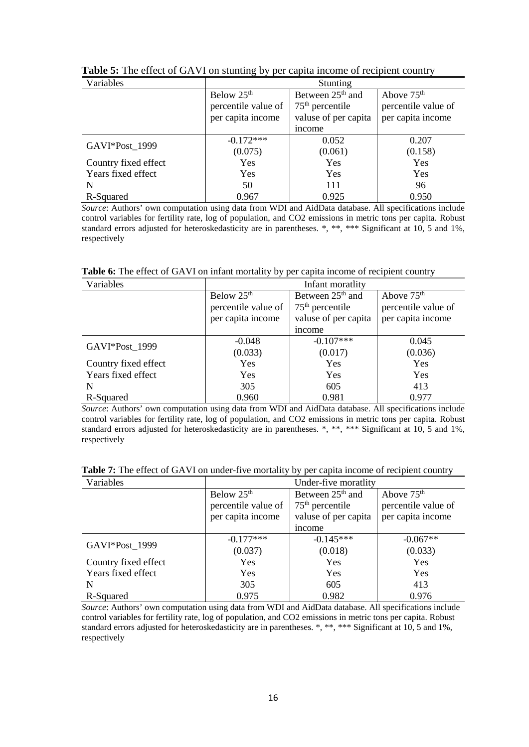**Table 5:** The effect of GAVI on stunting by per capita income of recipient country

| Variables | Stunting | | |
|---|---|---|---|
| | Below 25th percentile value of per capita income | Between 25th and 75th percentile valuse of per capita income | Above 75th percentile value of per capita income |
| GAVI*Post_1999 | -0.172*** | 0.052 | 0.207 |
| | (0.075) | (0.061) | (0.158) |
| Country fixed effect | Yes | Yes | Yes |
| Years fixed effect | Yes | Yes | Yes |
| N | 50 | 111 | 96 |
| R-Squared | 0.967 | 0.925 | 0.950 |

*Source*: Authors' own computation using data from WDI and AidData database. All specifications include control variables for fertility rate, log of population, and CO2 emissions in metric tons per capita. Robust standard errors adjusted for heteroskedasticity are in parentheses. *, **, *** Significant at 10, 5 and 1%, respectively

**Table 6:** The effect of GAVI on infant mortality by per capita income of recipient country

| Variables | Infant moratlity | | |
|---|---|---|---|
| | Below 25th percentile value of per capita income | Between 25th and 75th percentile valuse of per capita income | Above 75th percentile value of per capita income |
| GAVI*Post_1999 | -0.048 | -0.107*** | 0.045 |
| | (0.033) | (0.017) | (0.036) |
| Country fixed effect | Yes | Yes | Yes |
| Years fixed effect | Yes | Yes | Yes |
| N | 305 | 605 | 413 |
| R-Squared | 0.960 | 0.981 | 0.977 |

*Source*: Authors' own computation using data from WDI and AidData database. All specifications include control variables for fertility rate, log of population, and CO2 emissions in metric tons per capita. Robust standard errors adjusted for heteroskedasticity are in parentheses. *, **, *** Significant at 10, 5 and 1%, respectively

**Table 7:** The effect of GAVI on under-five mortality by per capita income of recipient country

| Variables | Under-five moratlity | | |
|---|---|---|---|
| | Below 25th percentile value of per capita income | Between 25th and 75th percentile valuse of per capita income | Above 75th percentile value of per capita income |
| GAVI*Post_1999 | -0.177*** | -0.145*** | -0.067** |
| | (0.037) | (0.018) | (0.033) |
| Country fixed effect | Yes | Yes | Yes |
| Years fixed effect | Yes | Yes | Yes |
| N | 305 | 605 | 413 |
| R-Squared | 0.975 | 0.982 | 0.976 |

*Source*: Authors' own computation using data from WDI and AidData database. All specifications include control variables for fertility rate, log of population, and CO2 emissions in metric tons per capita. Robust standard errors adjusted for heteroskedasticity are in parentheses. *, **, *** Significant at 10, 5 and 1%, respectively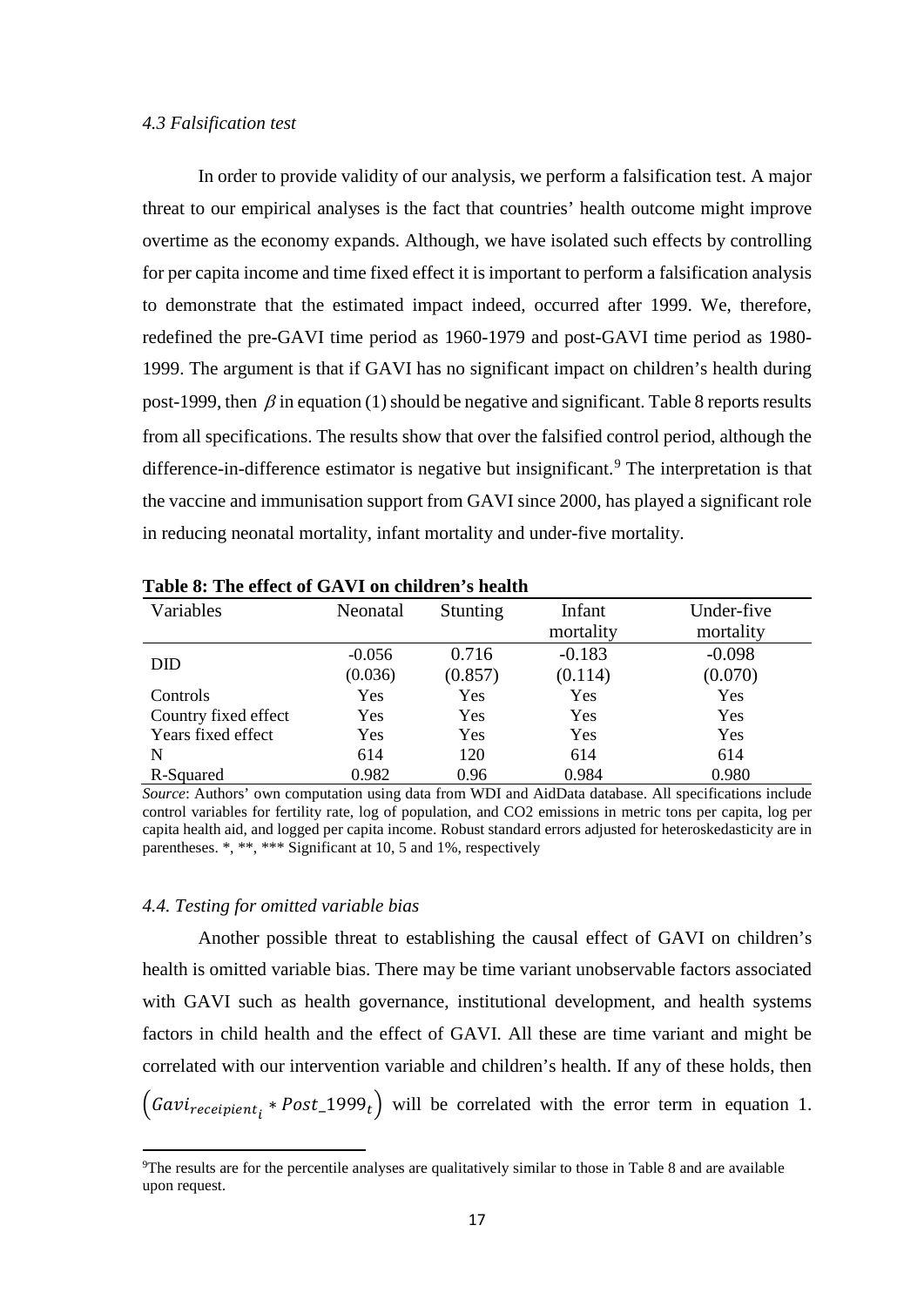### *4.3 Falsification test*

In order to provide validity of our analysis, we perform a falsification test. A major threat to our empirical analyses is the fact that countries' health outcome might improve overtime as the economy expands. Although, we have isolated such effects by controlling for per capita income and time fixed effect it is important to perform a falsification analysis to demonstrate that the estimated impact indeed, occurred after 1999. We, therefore, redefined the pre-GAVI time period as 1960-1979 and post-GAVI time period as 1980-1999. The argument is that if GAVI has no significant impact on children's health during post-1999, then $\beta$ in equation (1) should be negative and significant. Table 8 reports results from all specifications. The results show that over the falsified control period, although the difference-in-difference estimator is negative but insignificant.[9] The interpretation is that the vaccine and immunisation support from GAVI since 2000, has played a significant role in reducing neonatal mortality, infant mortality and under-five mortality.

**Table 8: The effect of GAVI on children's health**

| Variables | Neonatal | Stunting | Infant mortality | Under-five mortality |
|---|---|---|---|---|
| DID | -0.056 | 0.716 | -0.183 | -0.098 |
| | (0.036) | (0.857) | (0.114) | (0.070) |
| Controls | Yes | Yes | Yes | Yes |
| Country fixed effect | Yes | Yes | Yes | Yes |
| Years fixed effect | Yes | Yes | Yes | Yes |
| N | 614 | 120 | 614 | 614 |
| R-Squared | 0.982 | 0.96 | 0.984 | 0.980 |

*Source*: Authors' own computation using data from WDI and AidData database. All specifications include control variables for fertility rate, log of population, and CO2 emissions in metric tons per capita, log per capita health aid, and logged per capita income. Robust standard errors adjusted for heteroskedasticity are in parentheses. *, **, *** Significant at 10, 5 and 1%, respectively

### *4.4. Testing for omitted variable bias*

Another possible threat to establishing the causal effect of GAVI on children's health is omitted variable bias. There may be time variant unobservable factors associated with GAVI such as health governance, institutional development, and health systems factors in child health and the effect of GAVI. All these are time variant and might be correlated with our intervention variable and children's health. If any of these holds, then $\left(Gavi_{receipient_i} * Post\_1999_t\right)$ will be correlated with the error term in equation 1.

[9] The results are for the percentile analyses are qualitatively similar to those in Table 8 and are available upon request.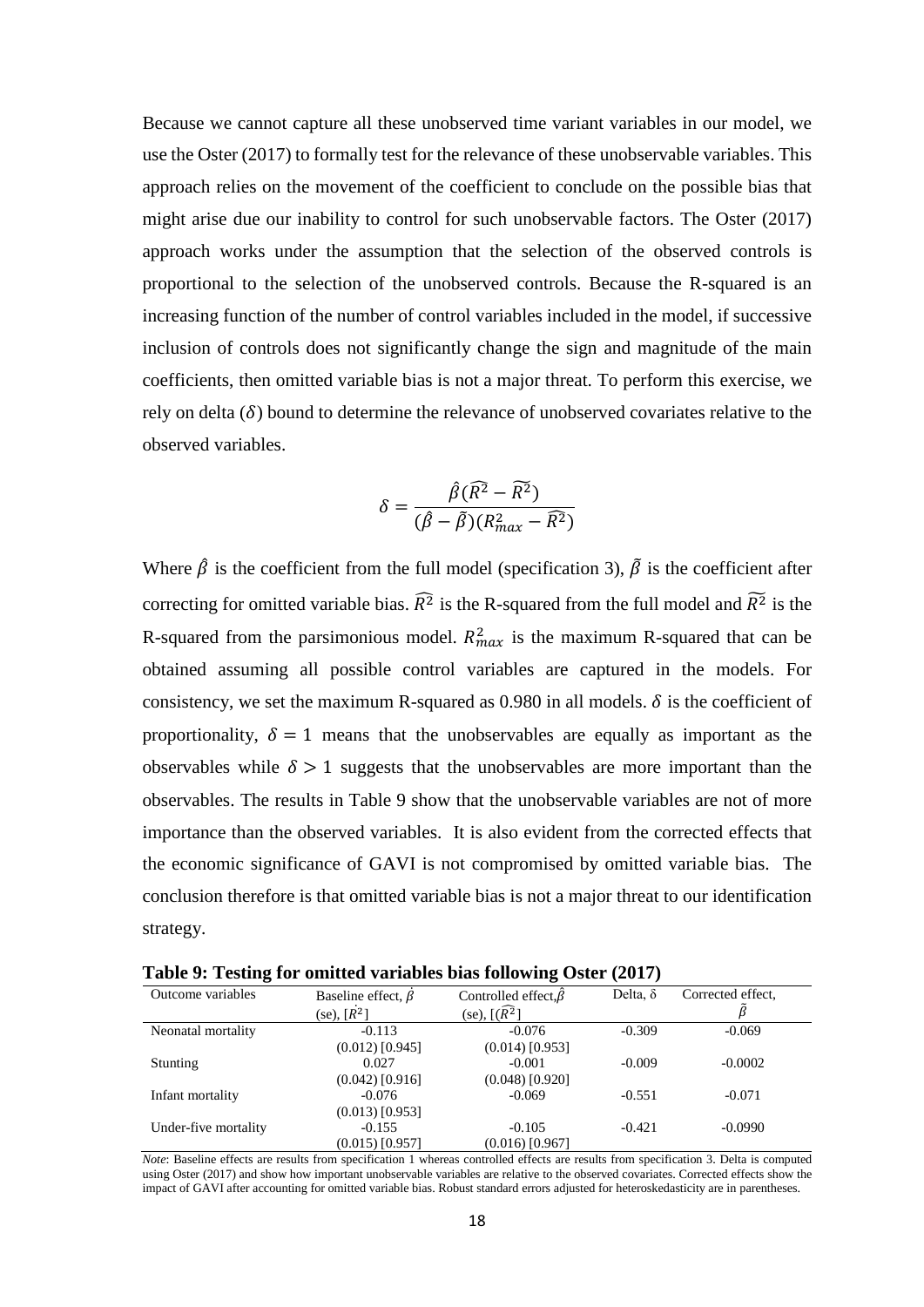Because we cannot capture all these unobserved time variant variables in our model, we use the Oster (2017) to formally test for the relevance of these unobservable variables. This approach relies on the movement of the coefficient to conclude on the possible bias that might arise due our inability to control for such unobservable factors. The Oster (2017) approach works under the assumption that the selection of the observed controls is proportional to the selection of the unobserved controls. Because the R-squared is an increasing function of the number of control variables included in the model, if successive inclusion of controls does not significantly change the sign and magnitude of the main coefficients, then omitted variable bias is not a major threat. To perform this exercise, we rely on delta ($\delta$) bound to determine the relevance of unobserved covariates relative to the observed variables.

$$\delta = \frac{\hat{\beta}(\widehat{R^2} - \widetilde{R^2})}{(\hat{\beta} - \tilde{\beta})(R^2_{max} - \widehat{R^2})}$$

Where $\hat{\beta}$ is the coefficient from the full model (specification 3), $\tilde{\beta}$ is the coefficient after correcting for omitted variable bias. $\widehat{R^2}$ is the R-squared from the full model and $\widetilde{R^2}$ is the R-squared from the parsimonious model. $R^2_{max}$ is the maximum R-squared that can be obtained assuming all possible control variables are captured in the models. For consistency, we set the maximum R-squared as 0.980 in all models. $\delta$ is the coefficient of proportionality, $\delta = 1$ means that the unobservables are equally as important as the observables while $\delta > 1$ suggests that the unobservables are more important than the observables. The results in Table 9 show that the unobservable variables are not of more importance than the observed variables. It is also evident from the corrected effects that the economic significance of GAVI is not compromised by omitted variable bias. The conclusion therefore is that omitted variable bias is not a major threat to our identification strategy.

**Table 9: Testing for omitted variables bias following Oster (2017)**

| Outcome variables | Baseline effect, $\dot{\beta}$ (se), $[\dot{R}^2]$ | Controlled effect, $\hat{\beta}$ (se), $[(\widehat{R}^2]$ | Delta, $\delta$ | Corrected effect, $\tilde{\beta}$ |
|---|---|---|---|---|
| Neonatal mortality | -0.113 (0.012) [0.945] | -0.076 (0.014) [0.953] | -0.309 | -0.069 |
| Stunting | 0.027 (0.042) [0.916] | -0.001 (0.048) [0.920] | -0.009 | -0.0002 |
| Infant mortality | -0.076 (0.013) [0.953] | -0.069 | -0.551 | -0.071 |
| Under-five mortality | -0.155 (0.015) [0.957] | -0.105 (0.016) [0.967] | -0.421 | -0.0990 |

*Note*: Baseline effects are results from specification 1 whereas controlled effects are results from specification 3. Delta is computed using Oster (2017) and show how important unobservable variables are relative to the observed covariates. Corrected effects show the impact of GAVI after accounting for omitted variable bias. Robust standard errors adjusted for heteroskedasticity are in parentheses.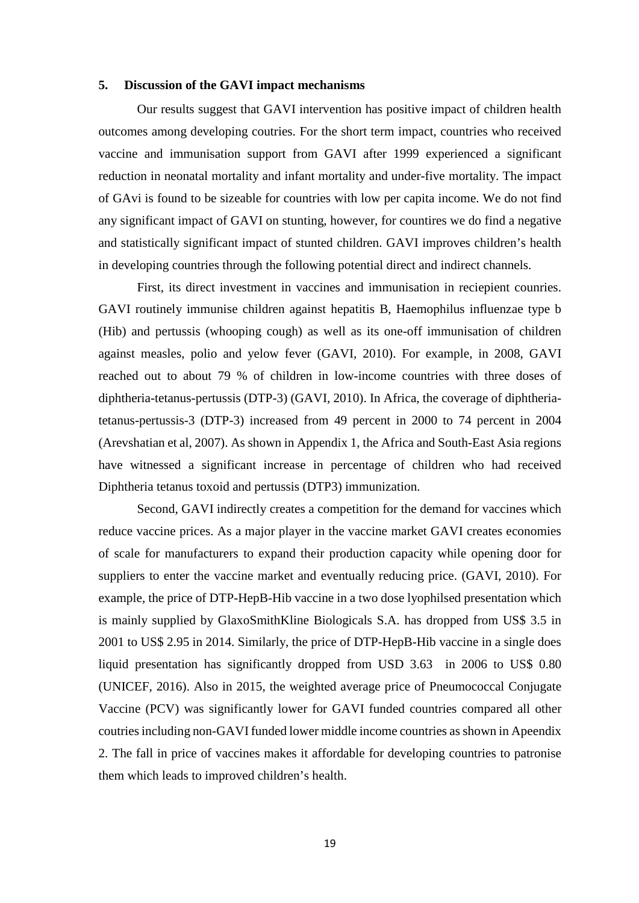## 5. Discussion of the GAVI impact mechanisms

Our results suggest that GAVI intervention has positive impact of children health outcomes among developing coutries. For the short term impact, countries who received vaccine and immunisation support from GAVI after 1999 experienced a significant reduction in neonatal mortality and infant mortality and under-five mortality. The impact of GAvi is found to be sizeable for countries with low per capita income. We do not find any significant impact of GAVI on stunting, however, for countires we do find a negative and statistically significant impact of stunted children. GAVI improves children's health in developing countries through the following potential direct and indirect channels.

First, its direct investment in vaccines and immunisation in reciepient counries. GAVI routinely immunise children against hepatitis B, Haemophilus influenzae type b (Hib) and pertussis (whooping cough) as well as its one-off immunisation of children against measles, polio and yelow fever (GAVI, 2010). For example, in 2008, GAVI reached out to about 79 % of children in low-income countries with three doses of diphtheria-tetanus-pertussis (DTP-3) (GAVI, 2010). In Africa, the coverage of diphtheria-tetanus-pertussis-3 (DTP-3) increased from 49 percent in 2000 to 74 percent in 2004 (Arevshatian et al, 2007). As shown in Appendix 1, the Africa and South-East Asia regions have witnessed a significant increase in percentage of children who had received Diphtheria tetanus toxoid and pertussis (DTP3) immunization.

Second, GAVI indirectly creates a competition for the demand for vaccines which reduce vaccine prices. As a major player in the vaccine market GAVI creates economies of scale for manufacturers to expand their production capacity while opening door for suppliers to enter the vaccine market and eventually reducing price. (GAVI, 2010). For example, the price of DTP-HepB-Hib vaccine in a two dose lyophilsed presentation which is mainly supplied by GlaxoSmithKline Biologicals S.A. has dropped from US$ 3.5 in 2001 to US$ 2.95 in 2014. Similarly, the price of DTP-HepB-Hib vaccine in a single does liquid presentation has significantly dropped from USD 3.63 in 2006 to US$ 0.80 (UNICEF, 2016). Also in 2015, the weighted average price of Pneumococcal Conjugate Vaccine (PCV) was significantly lower for GAVI funded countries compared all other coutries including non-GAVI funded lower middle income countries as shown in Apeendix 2. The fall in price of vaccines makes it affordable for developing countries to patronise them which leads to improved children's health.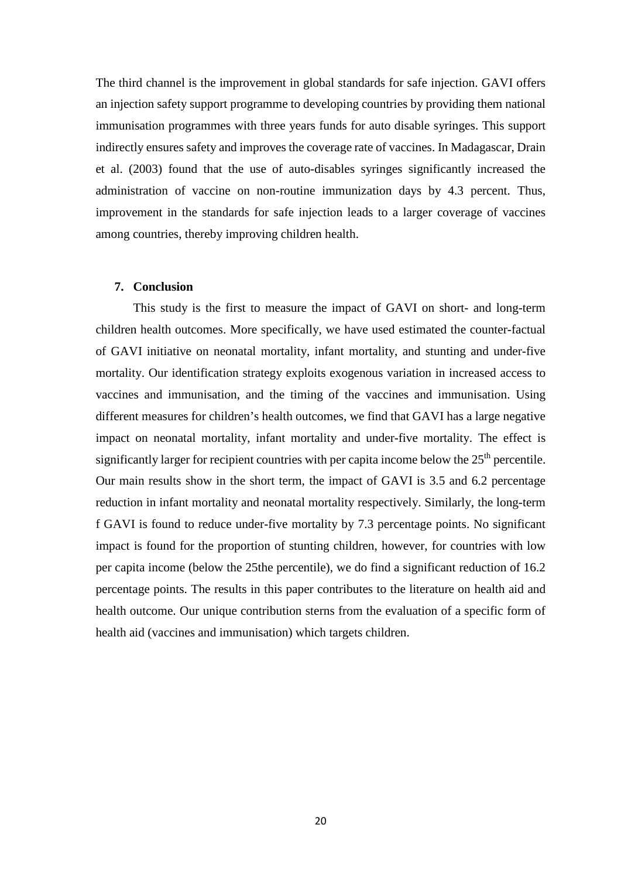The third channel is the improvement in global standards for safe injection. GAVI offers an injection safety support programme to developing countries by providing them national immunisation programmes with three years funds for auto disable syringes. This support indirectly ensures safety and improves the coverage rate of vaccines. In Madagascar, Drain et al. (2003) found that the use of auto-disables syringes significantly increased the administration of vaccine on non-routine immunization days by 4.3 percent. Thus, improvement in the standards for safe injection leads to a larger coverage of vaccines among countries, thereby improving children health.

## 7. Conclusion

This study is the first to measure the impact of GAVI on short- and long-term children health outcomes. More specifically, we have used estimated the counter-factual of GAVI initiative on neonatal mortality, infant mortality, and stunting and under-five mortality. Our identification strategy exploits exogenous variation in increased access to vaccines and immunisation, and the timing of the vaccines and immunisation. Using different measures for children's health outcomes, we find that GAVI has a large negative impact on neonatal mortality, infant mortality and under-five mortality. The effect is significantly larger for recipient countries with per capita income below the 25th percentile. Our main results show in the short term, the impact of GAVI is 3.5 and 6.2 percentage reduction in infant mortality and neonatal mortality respectively. Similarly, the long-term f GAVI is found to reduce under-five mortality by 7.3 percentage points. No significant impact is found for the proportion of stunting children, however, for countries with low per capita income (below the 25the percentile), we do find a significant reduction of 16.2 percentage points. The results in this paper contributes to the literature on health aid and health outcome. Our unique contribution sterns from the evaluation of a specific form of health aid (vaccines and immunisation) which targets children.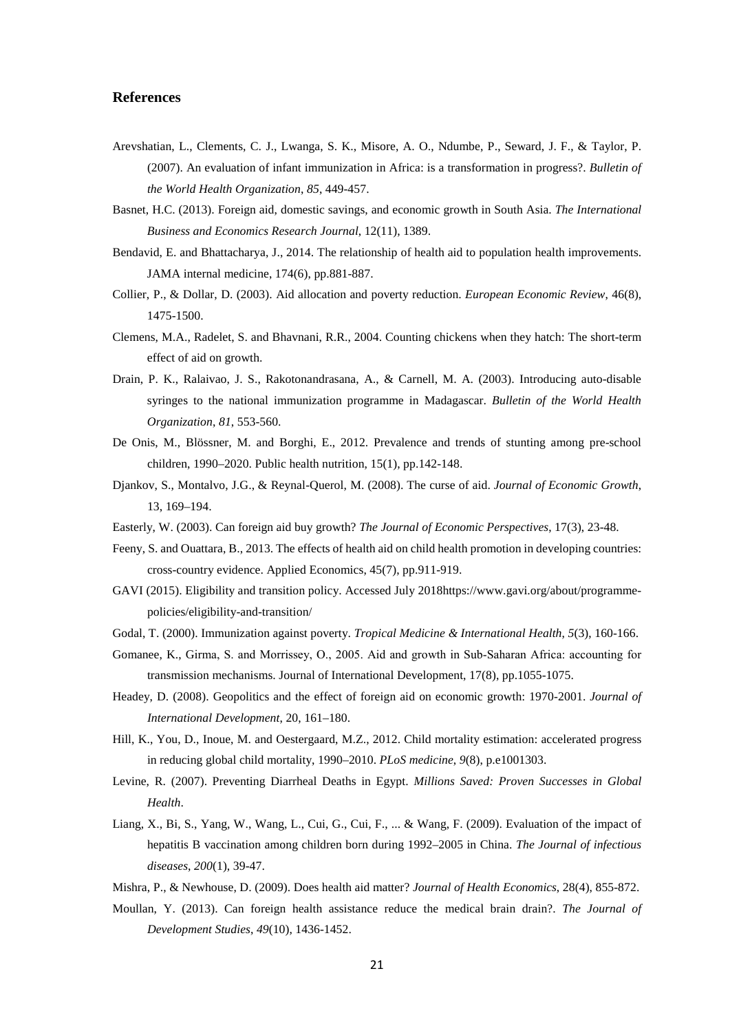## References

Arevshatian, L., Clements, C. J., Lwanga, S. K., Misore, A. O., Ndumbe, P., Seward, J. F., & Taylor, P. (2007). An evaluation of infant immunization in Africa: is a transformation in progress?. *Bulletin of the World Health Organization*, *85*, 449-457.

Basnet, H.C. (2013). Foreign aid, domestic savings, and economic growth in South Asia. *The International Business and Economics Research Journal*, 12(11), 1389.

Bendavid, E. and Bhattacharya, J., 2014. The relationship of health aid to population health improvements. JAMA internal medicine, 174(6), pp.881-887.

Collier, P., & Dollar, D. (2003). Aid allocation and poverty reduction. *European Economic Review*, 46(8), 1475-1500.

Clemens, M.A., Radelet, S. and Bhavnani, R.R., 2004. Counting chickens when they hatch: The short-term effect of aid on growth.

Drain, P. K., Ralaivao, J. S., Rakotonandrasana, A., & Carnell, M. A. (2003). Introducing auto-disable syringes to the national immunization programme in Madagascar. *Bulletin of the World Health Organization*, *81*, 553-560.

De Onis, M., Blössner, M. and Borghi, E., 2012. Prevalence and trends of stunting among pre-school children, 1990–2020. Public health nutrition, 15(1), pp.142-148.

Djankov, S., Montalvo, J.G., & Reynal-Querol, M. (2008). The curse of aid. *Journal of Economic Growth*, 13, 169–194.

Easterly, W. (2003). Can foreign aid buy growth? *The Journal of Economic Perspectives*, 17(3), 23-48.

Feeny, S. and Ouattara, B., 2013. The effects of health aid on child health promotion in developing countries: cross-country evidence. Applied Economics, 45(7), pp.911-919.

GAVI (2015). Eligibility and transition policy. Accessed July 2018https://www.gavi.org/about/programme-policies/eligibility-and-transition/

Godal, T. (2000). Immunization against poverty. *Tropical Medicine & International Health*, *5*(3), 160-166.

Gomanee, K., Girma, S. and Morrissey, O., 2005. Aid and growth in Sub‐Saharan Africa: accounting for transmission mechanisms. Journal of International Development, 17(8), pp.1055-1075.

Headey, D. (2008). Geopolitics and the effect of foreign aid on economic growth: 1970-2001. *Journal of International Development*, 20, 161–180.

Hill, K., You, D., Inoue, M. and Oestergaard, M.Z., 2012. Child mortality estimation: accelerated progress in reducing global child mortality, 1990–2010. *PLoS medicine*, *9*(8), p.e1001303.

Levine, R. (2007). Preventing Diarrheal Deaths in Egypt. *Millions Saved: Proven Successes in Global Health*.

Liang, X., Bi, S., Yang, W., Wang, L., Cui, G., Cui, F., ... & Wang, F. (2009). Evaluation of the impact of hepatitis B vaccination among children born during 1992–2005 in China. *The Journal of infectious diseases*, *200*(1), 39-47.

Mishra, P., & Newhouse, D. (2009). Does health aid matter? *Journal of Health Economics*, 28(4), 855-872.

Moullan, Y. (2013). Can foreign health assistance reduce the medical brain drain?. *The Journal of Development Studies*, *49*(10), 1436-1452.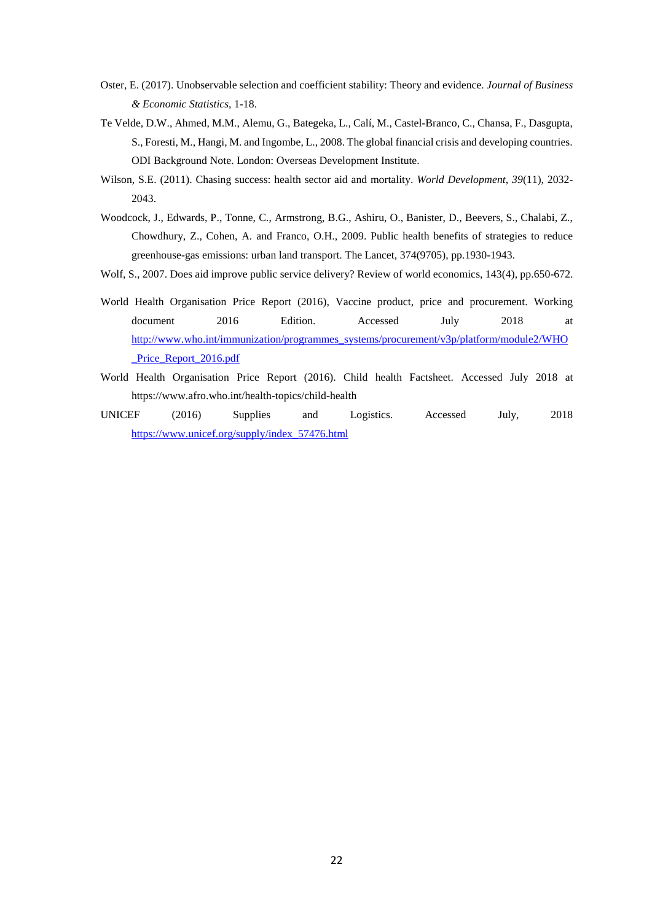Oster, E. (2017). Unobservable selection and coefficient stability: Theory and evidence. *Journal of Business & Economic Statistics*, 1-18.

Te Velde, D.W., Ahmed, M.M., Alemu, G., Bategeka, L., Calí, M., Castel-Branco, C., Chansa, F., Dasgupta, S., Foresti, M., Hangi, M. and Ingombe, L., 2008. The global financial crisis and developing countries. ODI Background Note. London: Overseas Development Institute.

Wilson, S.E. (2011). Chasing success: health sector aid and mortality. *World Development*, *39*(11), 2032-2043.

Woodcock, J., Edwards, P., Tonne, C., Armstrong, B.G., Ashiru, O., Banister, D., Beevers, S., Chalabi, Z., Chowdhury, Z., Cohen, A. and Franco, O.H., 2009. Public health benefits of strategies to reduce greenhouse-gas emissions: urban land transport. The Lancet, 374(9705), pp.1930-1943.

Wolf, S., 2007. Does aid improve public service delivery? Review of world economics, 143(4), pp.650-672.

World Health Organisation Price Report (2016), Vaccine product, price and procurement. Working document 2016 Edition. Accessed July 2018 at http://www.who.int/immunization/programmes_systems/procurement/v3p/platform/module2/WHO_Price_Report_2016.pdf

World Health Organisation Price Report (2016). Child health Factsheet. Accessed July 2018 at https://www.afro.who.int/health-topics/child-health

UNICEF (2016) Supplies and Logistics. Accessed July, 2018 https://www.unicef.org/supply/index_57476.html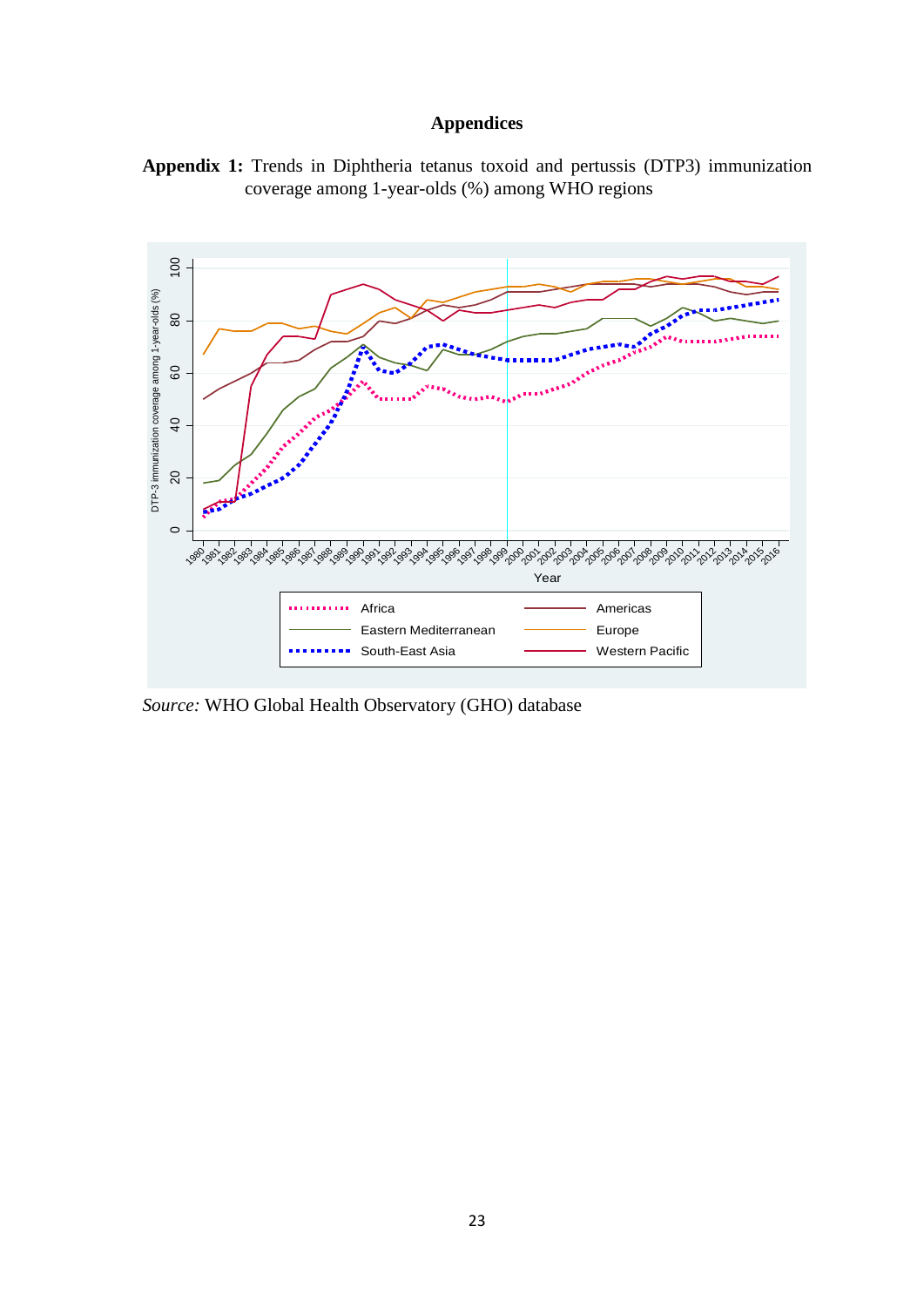# Appendices

**Appendix 1:** Trends in Diphtheria tetanus toxoid and pertussis (DTP3) immunization coverage among 1-year-olds (%) among WHO regions

*Source:* WHO Global Health Observatory (GHO) database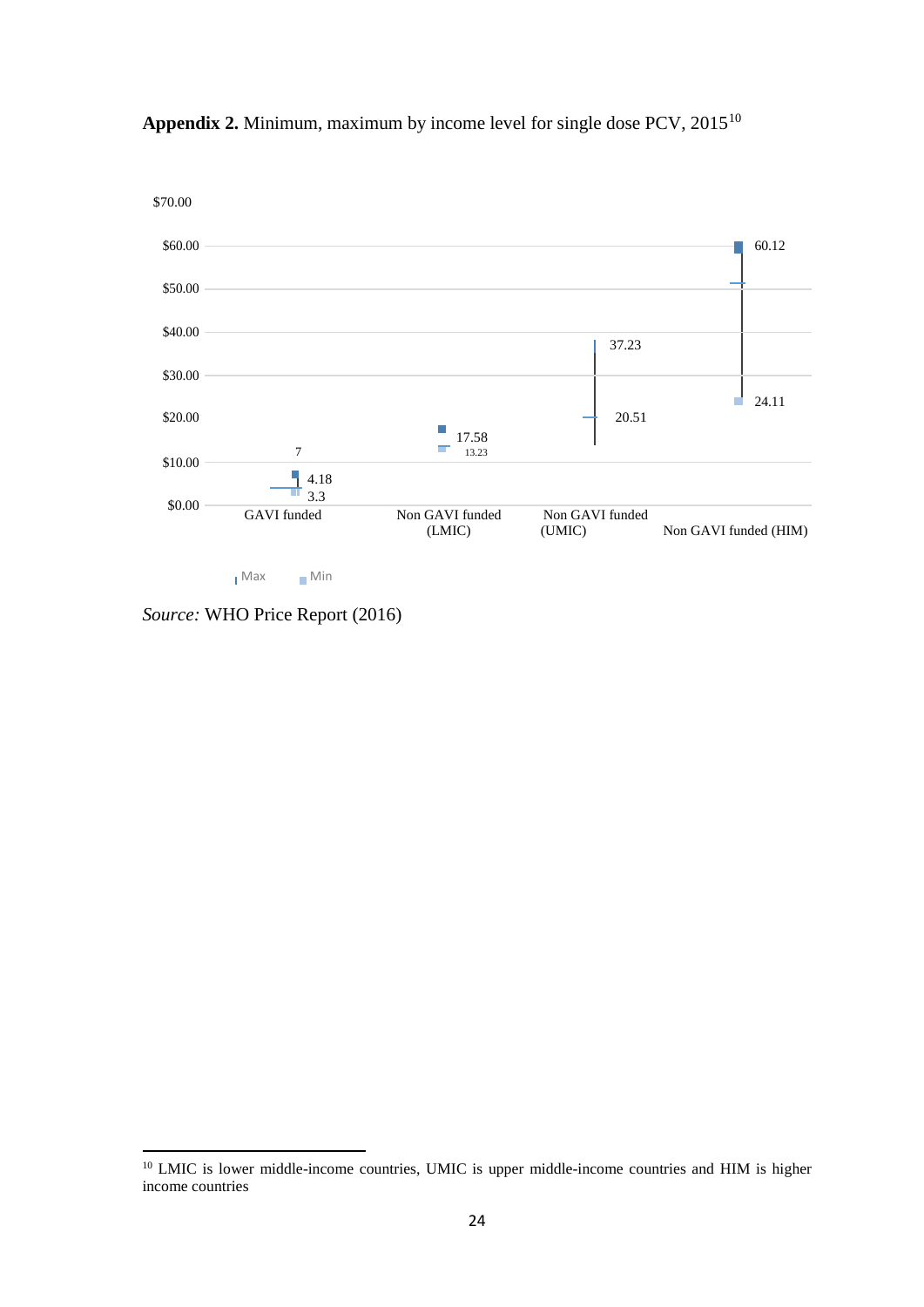**Appendix 2.** Minimum, maximum by income level for single dose PCV, 2015[10]

| | GAVI funded | Non GAVI funded (LMIC) | Non GAVI funded (UMIC) | Non GAVI funded (HIM) |
|---|---|---|---|---|
| Max | 4.18 | 17.58 | 37.23 | 60.12 |
| Min | 3.3 | 13.23 | 20.51 | 24.11 |

*Source:* WHO Price Report (2016)

[10] LMIC is lower middle-income countries, UMIC is upper middle-income countries and HIM is higher income countries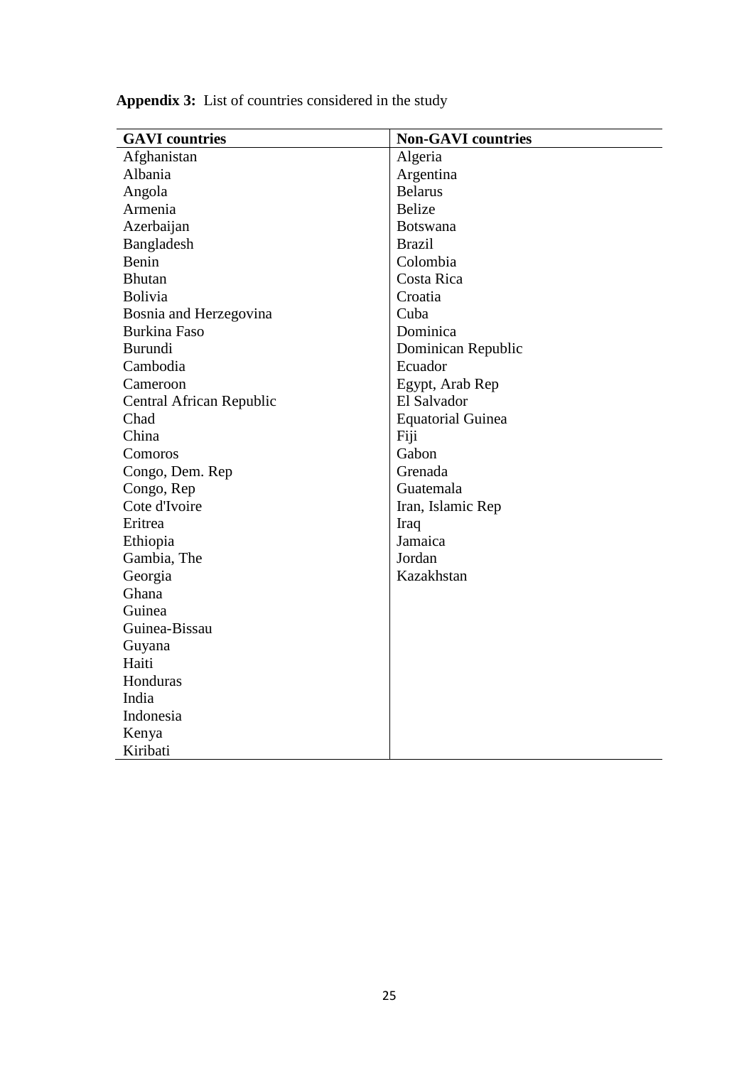**Appendix 3:** List of countries considered in the study

| GAVI countries | Non-GAVI countries |
|---|---|
| Afghanistan | Algeria |
| Albania | Argentina |
| Angola | Belarus |
| Armenia | Belize |
| Azerbaijan | Botswana |
| Bangladesh | Brazil |
| Benin | Colombia |
| Bhutan | Costa Rica |
| Bolivia | Croatia |
| Bosnia and Herzegovina | Cuba |
| Burkina Faso | Dominica |
| Burundi | Dominican Republic |
| Cambodia | Ecuador |
| Cameroon | Egypt, Arab Rep |
| Central African Republic | El Salvador |
| Chad | Equatorial Guinea |
| China | Fiji |
| Comoros | Gabon |
| Congo, Dem. Rep | Grenada |
| Congo, Rep | Guatemala |
| Cote d'Ivoire | Iran, Islamic Rep |
| Eritrea | Iraq |
| Ethiopia | Jamaica |
| Gambia, The | Jordan |
| Georgia | Kazakhstan |
| Ghana | |
| Guinea | |
| Guinea-Bissau | |
| Guyana | |
| Haiti | |
| Honduras | |
| India | |
| Indonesia | |
| Kenya | |
| Kiribati | |